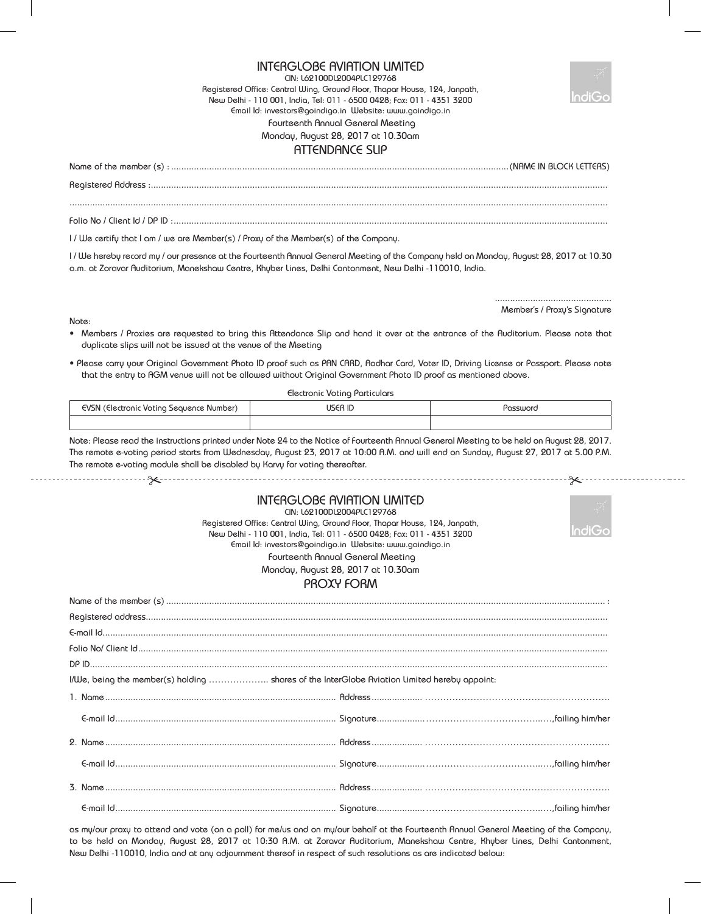# INTERGLOBE AVIATION LIMITED

CIN: L62100DL2004PLC129768

Registered Office: Central Wing, Ground Floor, Thapar House, 124, Janpath, New Delhi - 110 001, India, Tel: 011 - 6500 0428; Fax: 011 - 4351 3200

Email Id: investors@goindigo.in Website: www.goindigo.in

Fourteenth Annual General Meeting

Monday, August 28, 2017 at 10.30am

## ATTENDANCE SLIP

Name of the member (s) : .................................................................................................................................... (NAME IN BLOCK LETTERS)

Registered Address : ..........................................................................................................................................................................

..........................................................................................................................................................................................................

Folio No / Client Id / DP ID : ...............................................................................................................................................................

I / We certify that I am / we are Member(s) / Proxy of the Member(s) of the Company.

I / We hereby record my / our presence at the Fourteenth Annual General Meeting of the Company held on Monday, August 28, 2017 at 10.30 a.m. at Zoravar Auditorium, Manekshaw Centre, Khyber Lines, Delhi Cantonment, New Delhi -110010, India.

..............................................

Member's / Proxy's Signature

Note:

- Members / Proxies are requested to bring this Attendance Slip and hand it over at the entrance of the Auditorium. Please note that duplicate slips will not be issued at the venue of the Meeting
- Please carry your Original Government Photo ID proof such as PAN CARD, Aadhar Card, Voter ID, Driving License or Passport. Please note that the entry to AGM venue will not be allowed without Original Government Photo ID proof as mentioned above.

Electronic Voting Particulars

| EVSN (Electronic Voting Sequence Number) | USER ID | Password |
| --- | --- | --- |
| | | |

Note: Please read the instructions printed under Note 24 to the Notice of Fourteenth Annual General Meeting to be held on August 28, 2017. The remote e-voting period starts from Wednesday, August 23, 2017 at 10:00 A.M. and will end on Sunday, August 27, 2017 at 5.00 P.M. The remote e-voting module shall be disabled by Karvy for voting thereafter.

---

# INTERGLOBE AVIATION LIMITED

CIN: L62100DL2004PLC129768

Registered Office: Central Wing, Ground Floor, Thapar House, 124, Janpath, New Delhi - 110 001, India, Tel: 011 - 6500 0428; Fax: 011 - 4351 3200

Email Id: investors@goindigo.in Website: www.goindigo.in

Fourteenth Annual General Meeting

Monday, August 28, 2017 at 10.30am

## PROXY FORM

Name of the member (s) .......................................................................................................................................................................... :

Registered address..................................................................................................................................................................................

E-mail Id...................................................................................................................................................................................................

Folio No/ Client Id....................................................................................................................................................................................

DP ID.......................................................................................................................................................................................................

I/We, being the member(s) holding ……………….. shares of the InterGlobe Aviation Limited hereby appoint:

1. Name ........................................................................................ Address .................... ……………………………………………………….

   E-mail Id ..................................................................................... Signature................... ……………………………….…..,failing him/her

2. Name ........................................................................................ Address .................... ……………………………………………………….

   E-mail Id ..................................................................................... Signature................... ……………………………….…..,failing him/her

3. Name ........................................................................................ Address .................... ……………………………………………………….

   E-mail Id ..................................................................................... Signature................... ……………………………….…..,failing him/her

as my/our proxy to attend and vote (on a poll) for me/us and on my/our behalf at the Fourteenth Annual General Meeting of the Company, to be held on Monday, August 28, 2017 at 10:30 A.M. at Zoravar Auditorium, Manekshaw Centre, Khyber Lines, Delhi Cantonment, New Delhi -110010, India and at any adjournment thereof in respect of such resolutions as are indicated below: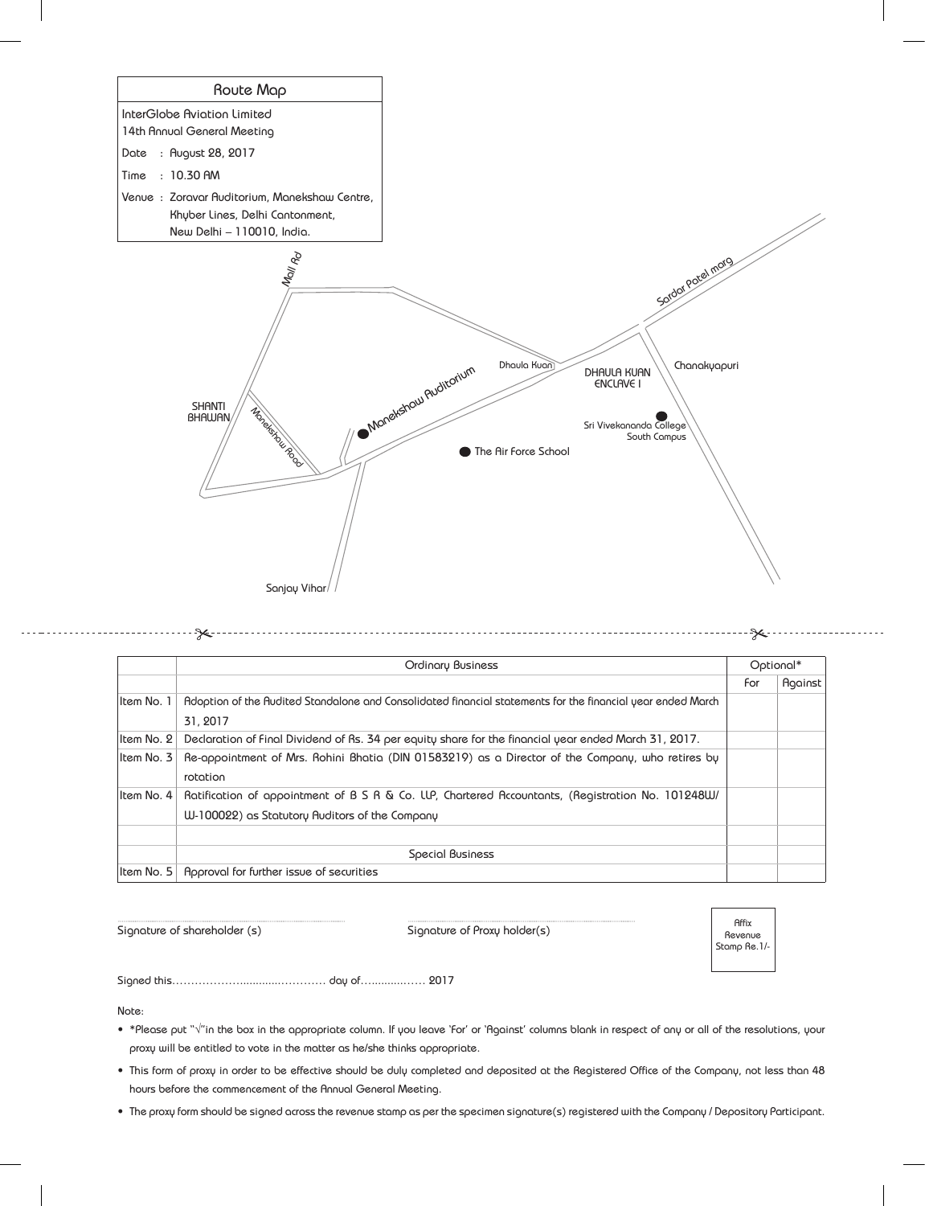## Route Map

InterGlobe Aviation Limited
14th Annual General Meeting

Date : August 28, 2017

Time : 10.30 AM

Venue : Zoravar Auditorium, Manekshaw Centre, Khyber Lines, Delhi Cantonment, New Delhi – 110010, India.

Mall Rd

Sardar Patel marg

Dhaula Kuan

DHAULA KUAN ENCLAVE I

Chanakyapuri

SHANTI BHAWAN

Manekshaw Road

Manekshaw Auditorium

Sri Vivekananda College South Campus

The Air Force School

Sanjay Vihar

| | Ordinary Business | Optional* | |
|---|---|---|---|
| | | For | Against |
| Item No. 1 | Adoption of the Audited Standalone and Consolidated financial statements for the financial year ended March 31, 2017 | | |
| Item No. 2 | Declaration of Final Dividend of Rs. 34 per equity share for the financial year ended March 31, 2017. | | |
| Item No. 3 | Re-appointment of Mrs. Rohini Bhatia (DIN 01583219) as a Director of the Company, who retires by rotation | | |
| Item No. 4 | Ratification of appointment of B S R & Co. LLP, Chartered Accountants, (Registration No. 101248W/ W-100022) as Statutory Auditors of the Company | | |
| | | | |
| | Special Business | | |
| Item No. 5 | Approval for further issue of securities | | |

Signature of shareholder (s)

Signature of Proxy holder(s)

Affix Revenue Stamp Re.1/-

Signed this………………..........…………. day of…..........…… 2017

Note:

- *Please put "√"in the box in the appropriate column. If you leave 'For' or 'Against' columns blank in respect of any or all of the resolutions, your proxy will be entitled to vote in the matter as he/she thinks appropriate.
- This form of proxy in order to be effective should be duly completed and deposited at the Registered Office of the Company, not less than 48 hours before the commencement of the Annual General Meeting.
- The proxy form should be signed across the revenue stamp as per the specimen signature(s) registered with the Company / Depository Participant.